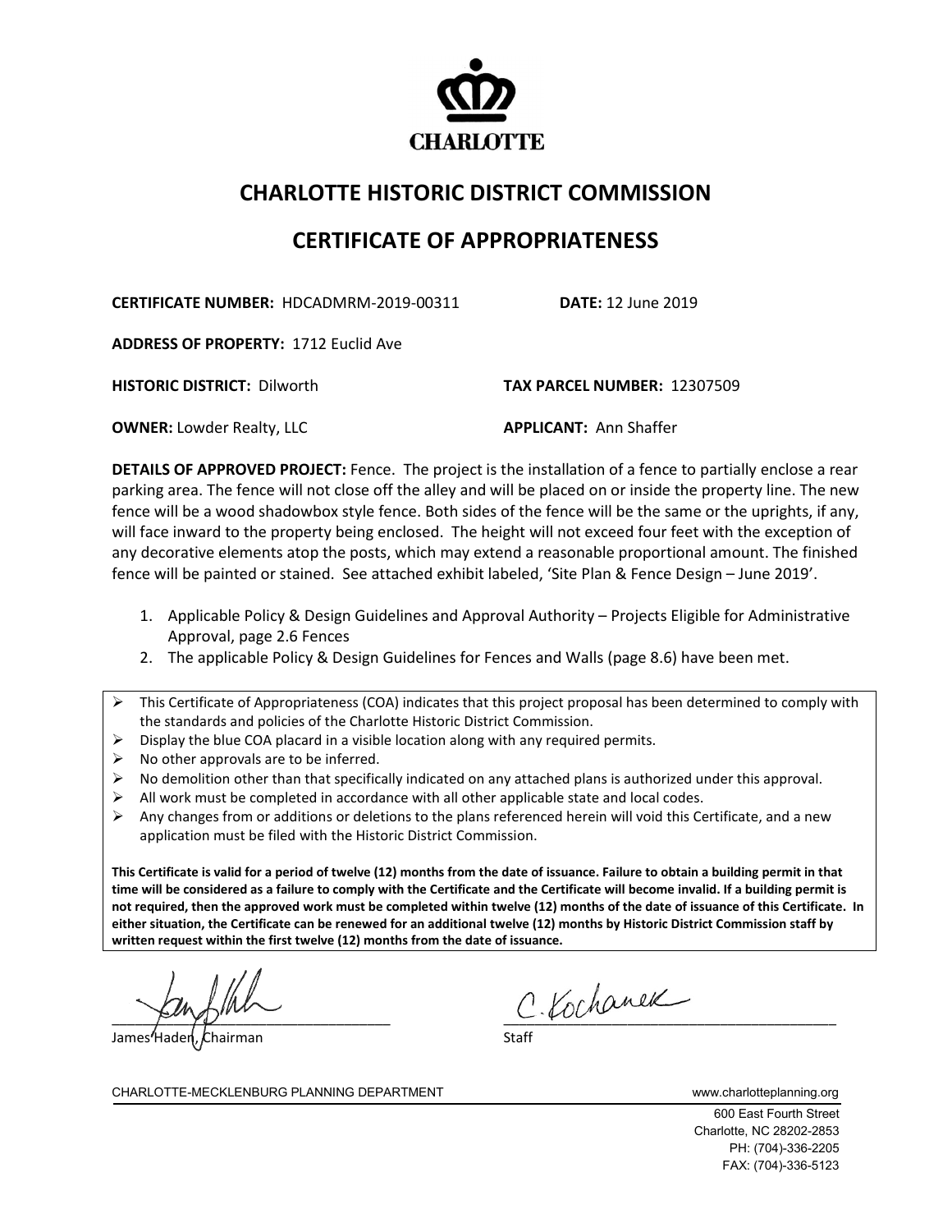CHARLOTTE

# CHARLOTTE HISTORIC DISTRICT COMMISSION

# CERTIFICATE OF APPROPRIATENESS

**CERTIFICATE NUMBER:** HDCADMRM-2019-00311 **DATE:** 12 June 2019

**ADDRESS OF PROPERTY:** 1712 Euclid Ave

**HISTORIC DISTRICT:** Dilworth **TAX PARCEL NUMBER:** 12307509

**OWNER:** Lowder Realty, LLC **APPLICANT:** Ann Shaffer

**DETAILS OF APPROVED PROJECT:** Fence. The project is the installation of a fence to partially enclose a rear parking area. The fence will not close off the alley and will be placed on or inside the property line. The new fence will be a wood shadowbox style fence. Both sides of the fence will be the same or the uprights, if any, will face inward to the property being enclosed. The height will not exceed four feet with the exception of any decorative elements atop the posts, which may extend a reasonable proportional amount. The finished fence will be painted or stained. See attached exhibit labeled, 'Site Plan & Fence Design – June 2019'.

1. Applicable Policy & Design Guidelines and Approval Authority – Projects Eligible for Administrative Approval, page 2.6 Fences
2. The applicable Policy & Design Guidelines for Fences and Walls (page 8.6) have been met.

- This Certificate of Appropriateness (COA) indicates that this project proposal has been determined to comply with the standards and policies of the Charlotte Historic District Commission.
- Display the blue COA placard in a visible location along with any required permits.
- No other approvals are to be inferred.
- No demolition other than that specifically indicated on any attached plans is authorized under this approval.
- All work must be completed in accordance with all other applicable state and local codes.
- Any changes from or additions or deletions to the plans referenced herein will void this Certificate, and a new application must be filed with the Historic District Commission.

**This Certificate is valid for a period of twelve (12) months from the date of issuance. Failure to obtain a building permit in that time will be considered as a failure to comply with the Certificate and the Certificate will become invalid. If a building permit is not required, then the approved work must be completed within twelve (12) months of the date of issuance of this Certificate. In either situation, the Certificate can be renewed for an additional twelve (12) months by Historic District Commission staff by written request within the first twelve (12) months from the date of issuance.**

James Haden, Chairman

C. Kochanek
Staff

CHARLOTTE-MECKLENBURG PLANNING DEPARTMENT www.charlotteplanning.org

600 East Fourth Street
Charlotte, NC 28202-2853
PH: (704)-336-2205
FAX: (704)-336-5123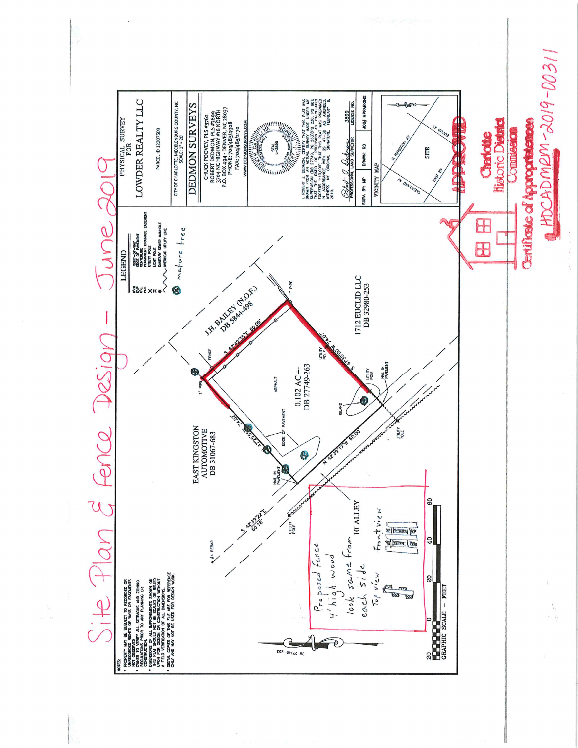# Site Plan & Fence Design - June 2019

## PHYSICAL SURVEY FOR LOWDER REALTY LLC

PARCEL ID 12307509

CITY OF CHARLOTTE, MECKLENBURG COUNTY, NC
SCALE: 1" = 20'

## DEDMON SURVEYS

CHUCK POOVEY, PLS #3762
ROBERT DEDMON, PLS #3899
3704 NC HIGHWAY #16 NORTH
P.O. BOX 494 - DENVER, NC 28037
PHONE: 704/483/4908
FAX: 704/483/2170

WWW.DEDMONSURVEYS.COM

SEAL L-3899

I, ROBERT J. DEDMON, CERTIFY THAT THIS PLAT WAS DRAWN FROM AN ACTUAL SURVEY MADE UNDER MY SUPERVISION (DB 27749, PG 263)(PB 230, PG 601); THAT THE RATIO OF PRECISION AS CALCULATED EXCEEDS 1:10,000; THAT THIS PLAT WAS PREPARED IN ACCORDANCE WITH GS 47-30 AS AMENDED. WITNESS MY ORIGINAL SIGNATURE, FEBRUARY 6, 2019.

PROFESSIONAL LAND SURVEYOR — LICENSE NO. 3899

SURV. BY: MP — DRAWN: RD — JOB# MPPARKING

VICINITY MAP: E KINGSTON AV, CLEVELAND AV, EUCLID AV, EAST BV, SITE

### LEGEND

- R/W — RIGHT-OF-WAY
- EOP — EDGE OF PAVEMENT
- C/L — CENTERLINE
- PDE — PERMANENT DRAINAGE EASEMENT
- UTILITY POLE
- LIGHT POLE
- SANITARY SEWER MANHOLE
- OVERHEAD UTILITY LINE
- mature tree

### NOTES:

- PROPERTY MAY BE SUBJECT TO RECORDED OR UNRECORDED RIGHTS OF WAYS OR EASEMENTS NOT OBSERVED.
- OWNER TO VERIFY ALL SETBACKS AND ZONING REGULATIONS PRIOR TO ANY PLANNING OR CONSTRUCTION.
- DIMENSIONS OF ALL IMPROVEMENTS SHOWN ON THIS PLAT SHOULD NOT BE SCALED OR RELIED UPON FOR DESIGN OR CONSTRUCTION WITHOUT A FIELD VERIFICATION OF ALL DIMENSIONS.
- DIGITAL COPIES OF THIS FILE ARE FOR REFERENCE ONLY AND MAY NOT BE USED FOR DESIGN WORK.

J.H. BAILEY (N.O.F.)
DB 5844-498

S 42°42'35"E 60.09'

S 47°30'00"W 74.07'

N 42°39'17"W 60.00'

N 47°25'58"E 74.02'

S 42°39'22"E 60.16'

0.102 AC+-
DB 27749-263

EAST KINGSTON AUTOMOTIVE
DB 31067-683

1712 EUCLID LLC
DB 32980-253

10' ALLEY

1" PIPE — FENCE — ASPHALT — EDGE OF PAVEMENT — ISLAND — UTILITY POLE — NAIL IN PAVEMENT — #4 REBAR

DB 27749-263

Proposed fence 4' high wood look same from each side

Top view — Front view

GRAPHIC SCALE - FEET: 20, 0, 20, 40, 60

APPROVED
Charlotte Historic District Commission
Certificate of Appropriateness
HDCADMRM-2019-00311